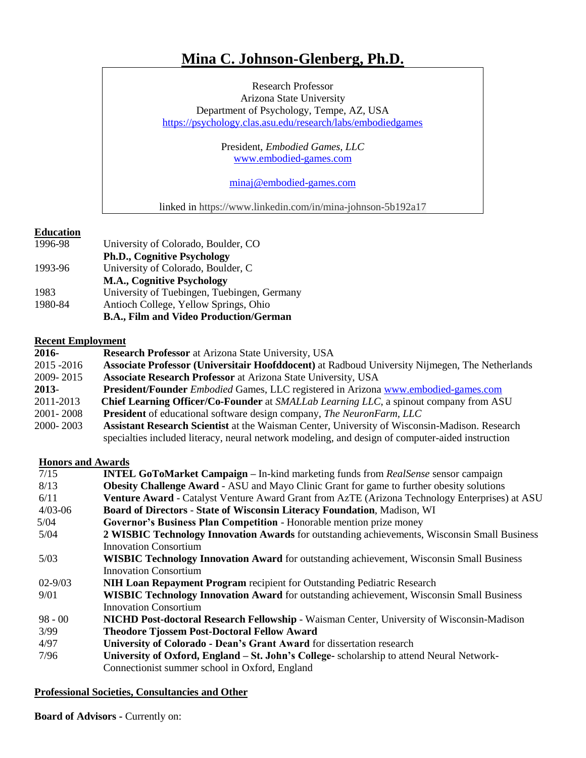# Mina C. Johnson-Glenberg, Ph.D.

Research Professor
Arizona State University
Department of Psychology, Tempe, AZ, USA
https://psychology.clas.asu.edu/research/labs/embodiedgames

President, *Embodied Games, LLC*
www.embodied-games.com

minaj@embodied-games.com

linked in https://www.linkedin.com/in/mina-johnson-5b192a17

## Education

| | |
|---|---|
| 1996-98 | University of Colorado, Boulder, CO<br>**Ph.D., Cognitive Psychology** |
| 1993-96 | University of Colorado, Boulder, C<br>**M.A., Cognitive Psychology** |
| 1983 | University of Tuebingen, Tuebingen, Germany |
| 1980-84 | Antioch College, Yellow Springs, Ohio<br>**B.A., Film and Video Production/German** |

## Recent Employment

| | |
|---|---|
| **2016-** | **Research Professor** at Arizona State University, USA |
| 2015 -2016 | **Associate Professor (Universitair Hoofddocent)** at Radboud University Nijmegen, The Netherlands |
| 2009- 2015 | **Associate Research Professor** at Arizona State University, USA |
| **2013-** | **President/Founder** *Embodied* Games, LLC registered in Arizona www.embodied-games.com |
| 2011-2013 | **Chief Learning Officer/Co-Founder** at *SMALLab Learning LLC*, a spinout company from ASU |
| 2001- 2008 | **President** of educational software design company, *The NeuronFarm, LLC* |
| 2000- 2003 | **Assistant Research Scientist** at the Waisman Center, University of Wisconsin-Madison. Research specialties included literacy, neural network modeling, and design of computer-aided instruction |

## Honors and Awards

| | |
|---|---|
| 7/15 | **INTEL GoToMarket Campaign** – In-kind marketing funds from *RealSense* sensor campaign |
| 8/13 | **Obesity Challenge Award** - ASU and Mayo Clinic Grant for game to further obesity solutions |
| 6/11 | **Venture Award** - Catalyst Venture Award Grant from AzTE (Arizona Technology Enterprises) at ASU |
| 4/03-06 | **Board of Directors - State of Wisconsin Literacy Foundation**, Madison, WI |
| 5/04 | **Governor's Business Plan Competition** - Honorable mention prize money |
| 5/04 | **2 WISBIC Technology Innovation Awards** for outstanding achievements, Wisconsin Small Business Innovation Consortium |
| 5/03 | **WISBIC Technology Innovation Award** for outstanding achievement, Wisconsin Small Business Innovation Consortium |
| 02-9/03 | **NIH Loan Repayment Program** recipient for Outstanding Pediatric Research |
| 9/01 | **WISBIC Technology Innovation Award** for outstanding achievement, Wisconsin Small Business Innovation Consortium |
| 98 - 00 | **NICHD Post-doctoral Research Fellowship** - Waisman Center, University of Wisconsin-Madison |
| 3/99 | **Theodore Tjossem Post-Doctoral Fellow Award** |
| 4/97 | **University of Colorado - Dean's Grant Award** for dissertation research |
| 7/96 | **University of Oxford, England – St. John's College-** scholarship to attend Neural Network-Connectionist summer school in Oxford, England |

## Professional Societies, Consultancies and Other

**Board of Advisors -** Currently on: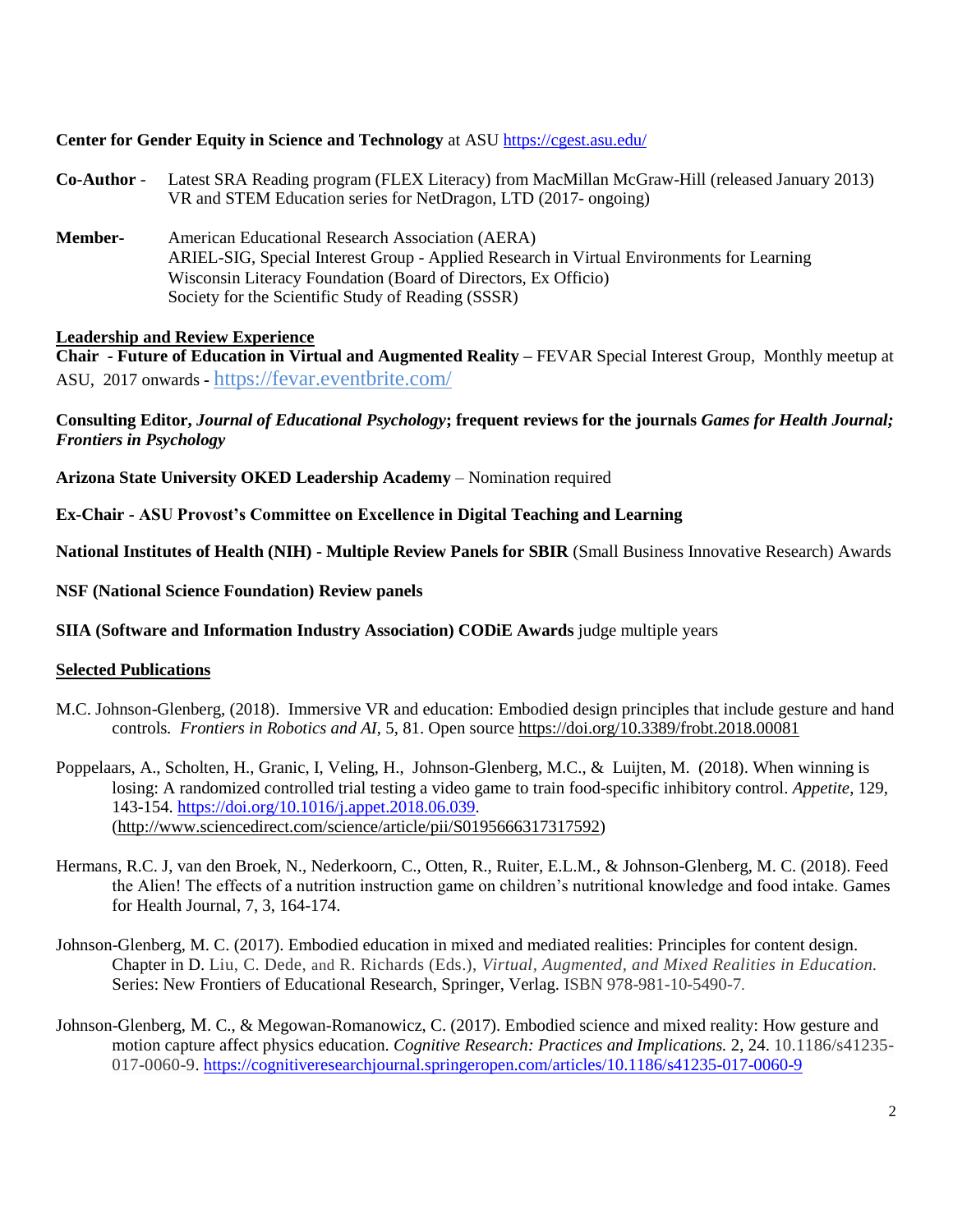**Center for Gender Equity in Science and Technology** at ASU https://cgest.asu.edu/

**Co-Author** - Latest SRA Reading program (FLEX Literacy) from MacMillan McGraw-Hill (released January 2013)
VR and STEM Education series for NetDragon, LTD (2017- ongoing)

**Member-** American Educational Research Association (AERA)
ARIEL-SIG, Special Interest Group - Applied Research in Virtual Environments for Learning
Wisconsin Literacy Foundation (Board of Directors, Ex Officio)
Society for the Scientific Study of Reading (SSSR)

## Leadership and Review Experience

**Chair - Future of Education in Virtual and Augmented Reality** – FEVAR Special Interest Group, Monthly meetup at ASU, 2017 onwards - https://fevar.eventbrite.com/

**Consulting Editor, *Journal of Educational Psychology*; frequent reviews for the journals *Games for Health Journal; Frontiers in Psychology***

**Arizona State University OKED Leadership Academy** – Nomination required

**Ex-Chair - ASU Provost's Committee on Excellence in Digital Teaching and Learning**

**National Institutes of Health (NIH) - Multiple Review Panels for SBIR** (Small Business Innovative Research) Awards

**NSF (National Science Foundation) Review panels**

**SIIA (Software and Information Industry Association) CODiE Awards** judge multiple years

## Selected Publications

M.C. Johnson-Glenberg, (2018). Immersive VR and education: Embodied design principles that include gesture and hand controls. *Frontiers in Robotics and AI*, 5, 81. Open source https://doi.org/10.3389/frobt.2018.00081

Poppelaars, A., Scholten, H., Granic, I, Veling, H., Johnson-Glenberg, M.C., & Luijten, M. (2018). When winning is losing: A randomized controlled trial testing a video game to train food-specific inhibitory control. *Appetite*, 129, 143-154. https://doi.org/10.1016/j.appet.2018.06.039. (http://www.sciencedirect.com/science/article/pii/S0195666317317592)

Hermans, R.C. J, van den Broek, N., Nederkoorn, C., Otten, R., Ruiter, E.L.M., & Johnson-Glenberg, M. C. (2018). Feed the Alien! The effects of a nutrition instruction game on children's nutritional knowledge and food intake. Games for Health Journal, 7, 3, 164-174.

Johnson-Glenberg, M. C. (2017). Embodied education in mixed and mediated realities: Principles for content design. Chapter in D. Liu, C. Dede, and R. Richards (Eds.), *Virtual, Augmented, and Mixed Realities in Education.* Series: New Frontiers of Educational Research, Springer, Verlag. ISBN 978-981-10-5490-7.

Johnson-Glenberg, M. C., & Megowan-Romanowicz, C. (2017). Embodied science and mixed reality: How gesture and motion capture affect physics education. *Cognitive Research: Practices and Implications.* 2, 24. 10.1186/s41235-017-0060-9. https://cognitiveresearchjournal.springeropen.com/articles/10.1186/s41235-017-0060-9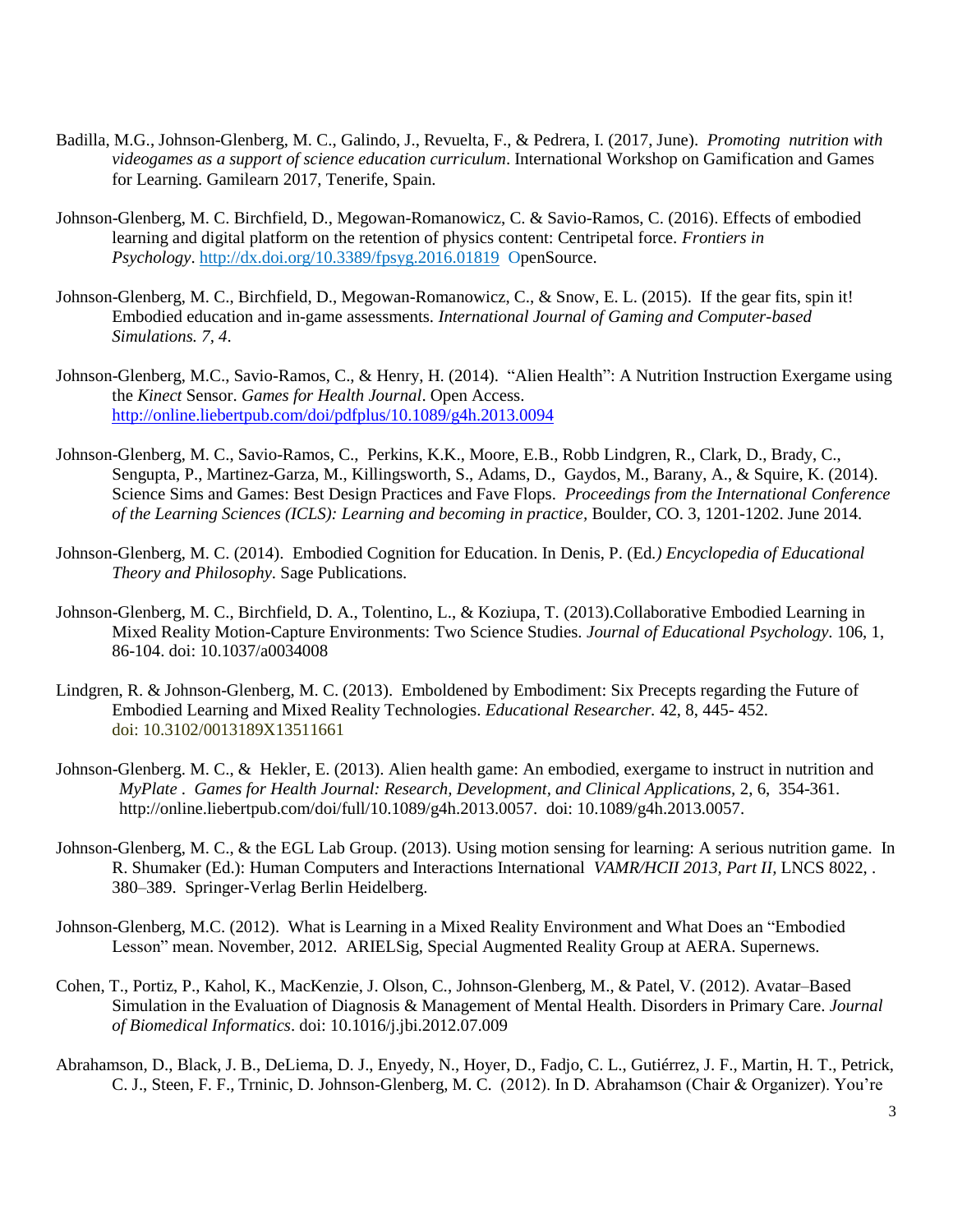Badilla, M.G., Johnson-Glenberg, M. C., Galindo, J., Revuelta, F., & Pedrera, I. (2017, June). *Promoting nutrition with videogames as a support of science education curriculum*. International Workshop on Gamification and Games for Learning. Gamilearn 2017, Tenerife, Spain.

Johnson-Glenberg, M. C. Birchfield, D., Megowan-Romanowicz, C. & Savio-Ramos, C. (2016). Effects of embodied learning and digital platform on the retention of physics content: Centripetal force. *Frontiers in Psychology*. http://dx.doi.org/10.3389/fpsyg.2016.01819 OpenSource.

Johnson-Glenberg, M. C., Birchfield, D., Megowan-Romanowicz, C., & Snow, E. L. (2015). If the gear fits, spin it! Embodied education and in-game assessments. *International Journal of Gaming and Computer-based Simulations. 7, 4*.

Johnson-Glenberg, M.C., Savio-Ramos, C., & Henry, H. (2014). "Alien Health": A Nutrition Instruction Exergame using the *Kinect* Sensor. *Games for Health Journal*. Open Access. http://online.liebertpub.com/doi/pdfplus/10.1089/g4h.2013.0094

Johnson-Glenberg, M. C., Savio-Ramos, C., Perkins, K.K., Moore, E.B., Robb Lindgren, R., Clark, D., Brady, C., Sengupta, P., Martinez-Garza, M., Killingsworth, S., Adams, D., Gaydos, M., Barany, A., & Squire, K. (2014). Science Sims and Games: Best Design Practices and Fave Flops. *Proceedings from the International Conference of the Learning Sciences (ICLS): Learning and becoming in practice*, Boulder, CO. 3, 1201-1202. June 2014.

Johnson-Glenberg, M. C. (2014). Embodied Cognition for Education. In Denis, P. (Ed.) *Encyclopedia of Educational Theory and Philosophy*. Sage Publications.

Johnson-Glenberg, M. C., Birchfield, D. A., Tolentino, L., & Koziupa, T. (2013).Collaborative Embodied Learning in Mixed Reality Motion-Capture Environments: Two Science Studies. *Journal of Educational Psychology*. 106, 1, 86-104. doi: 10.1037/a0034008

Lindgren, R. & Johnson-Glenberg, M. C. (2013). Emboldened by Embodiment: Six Precepts regarding the Future of Embodied Learning and Mixed Reality Technologies. *Educational Researcher.* 42, 8, 445- 452. doi: 10.3102/0013189X13511661

Johnson-Glenberg. M. C., & Hekler, E. (2013). Alien health game: An embodied, exergame to instruct in nutrition and *MyPlate* . *Games for Health Journal: Research, Development, and Clinical Applications,* 2, 6, 354-361. http://online.liebertpub.com/doi/full/10.1089/g4h.2013.0057. doi: 10.1089/g4h.2013.0057.

Johnson-Glenberg, M. C., & the EGL Lab Group. (2013). Using motion sensing for learning: A serious nutrition game. In R. Shumaker (Ed.): Human Computers and Interactions International *VAMR/HCII 2013, Part II,* LNCS 8022, . 380–389. Springer-Verlag Berlin Heidelberg.

Johnson-Glenberg, M.C. (2012). What is Learning in a Mixed Reality Environment and What Does an "Embodied Lesson" mean. November, 2012. ARIELSig, Special Augmented Reality Group at AERA. Supernews.

Cohen, T., Portiz, P., Kahol, K., MacKenzie, J. Olson, C., Johnson-Glenberg, M., & Patel, V. (2012). Avatar–Based Simulation in the Evaluation of Diagnosis & Management of Mental Health. Disorders in Primary Care. *Journal of Biomedical Informatics*. doi: 10.1016/j.jbi.2012.07.009

Abrahamson, D., Black, J. B., DeLiema, D. J., Enyedy, N., Hoyer, D., Fadjo, C. L., Gutiérrez, J. F., Martin, H. T., Petrick, C. J., Steen, F. F., Trninic, D. Johnson-Glenberg, M. C. (2012). In D. Abrahamson (Chair & Organizer). You're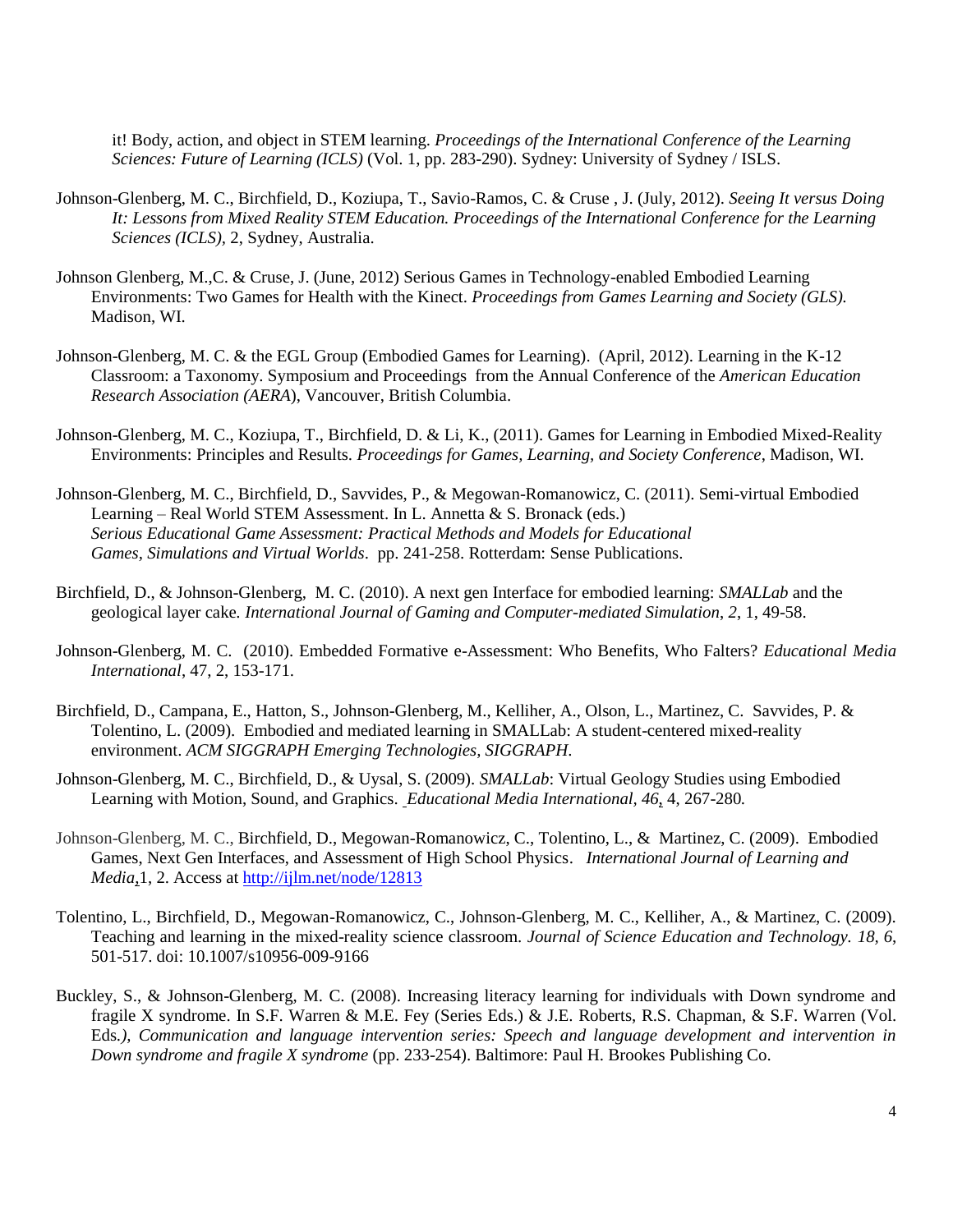it! Body, action, and object in STEM learning. *Proceedings of the International Conference of the Learning Sciences: Future of Learning (ICLS)* (Vol. 1, pp. 283-290). Sydney: University of Sydney / ISLS.

Johnson-Glenberg, M. C., Birchfield, D., Koziupa, T., Savio-Ramos, C. & Cruse , J. (July, 2012). *Seeing It versus Doing It: Lessons from Mixed Reality STEM Education. Proceedings of the International Conference for the Learning Sciences (ICLS)*, 2, Sydney, Australia.

Johnson Glenberg, M.,C. & Cruse, J. (June, 2012) Serious Games in Technology-enabled Embodied Learning Environments: Two Games for Health with the Kinect. *Proceedings from Games Learning and Society (GLS).* Madison, WI.

Johnson-Glenberg, M. C. & the EGL Group (Embodied Games for Learning). (April, 2012). Learning in the K-12 Classroom: a Taxonomy. Symposium and Proceedings from the Annual Conference of the *American Education Research Association (AERA*), Vancouver, British Columbia.

Johnson-Glenberg, M. C., Koziupa, T., Birchfield, D. & Li, K., (2011). Games for Learning in Embodied Mixed-Reality Environments: Principles and Results. *Proceedings for Games, Learning, and Society Conference*, Madison, WI.

Johnson-Glenberg, M. C., Birchfield, D., Savvides, P., & Megowan-Romanowicz, C. (2011). Semi-virtual Embodied Learning – Real World STEM Assessment. In L. Annetta & S. Bronack (eds.) *Serious Educational Game Assessment: Practical Methods and Models for Educational Games, Simulations and Virtual Worlds*. pp. 241-258. Rotterdam: Sense Publications.

Birchfield, D., & Johnson-Glenberg, M. C. (2010). A next gen Interface for embodied learning: *SMALLab* and the geological layer cake*. International Journal of Gaming and Computer-mediated Simulation*, *2*, 1, 49-58.

Johnson-Glenberg, M. C. (2010). Embedded Formative e-Assessment: Who Benefits, Who Falters? *Educational Media International*, 47, 2, 153-171.

Birchfield, D., Campana, E., Hatton, S., Johnson-Glenberg, M., Kelliher, A., Olson, L., Martinez, C. Savvides, P. & Tolentino, L. (2009). Embodied and mediated learning in SMALLab: A student-centered mixed-reality environment. *ACM SIGGRAPH Emerging Technologies, SIGGRAPH*.

Johnson-Glenberg, M. C., Birchfield, D., & Uysal, S. (2009). *SMALLab*: Virtual Geology Studies using Embodied Learning with Motion, Sound, and Graphics. *Educational Media International, 46*, 4, 267-280*.*

Johnson-Glenberg, M. C., Birchfield, D., Megowan-Romanowicz, C., Tolentino, L., & Martinez, C. (2009). Embodied Games, Next Gen Interfaces, and Assessment of High School Physics. *International Journal of Learning and Media*,1, 2. Access at http://ijlm.net/node/12813

Tolentino, L., Birchfield, D., Megowan-Romanowicz, C., Johnson-Glenberg, M. C., Kelliher, A., & Martinez, C. (2009). Teaching and learning in the mixed-reality science classroom. *Journal of Science Education and Technology. 18, 6*, 501-517. doi: 10.1007/s10956-009-9166

Buckley, S., & Johnson-Glenberg, M. C. (2008). Increasing literacy learning for individuals with Down syndrome and fragile X syndrome. In S.F. Warren & M.E. Fey (Series Eds.) & J.E. Roberts, R.S. Chapman, & S.F. Warren (Vol. Eds*.), Communication and language intervention series: Speech and language development and intervention in Down syndrome and fragile X syndrome* (pp. 233-254). Baltimore: Paul H. Brookes Publishing Co.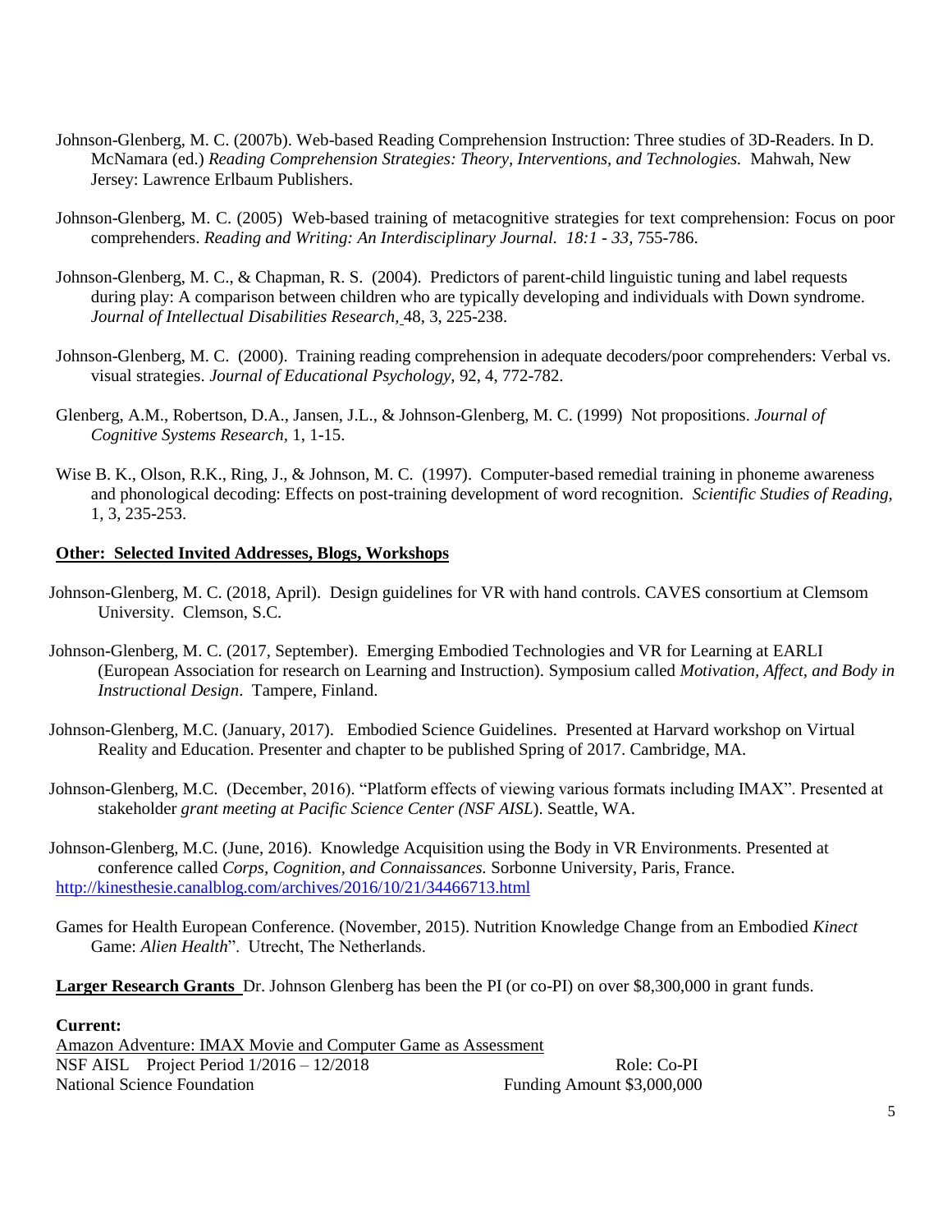Johnson-Glenberg, M. C. (2007b). Web-based Reading Comprehension Instruction: Three studies of 3D-Readers. In D. McNamara (ed.) *Reading Comprehension Strategies: Theory, Interventions, and Technologies.* Mahwah, New Jersey: Lawrence Erlbaum Publishers.

Johnson-Glenberg, M. C. (2005) Web-based training of metacognitive strategies for text comprehension: Focus on poor comprehenders. *Reading and Writing: An Interdisciplinary Journal. 18:1 - 33,* 755-786.

Johnson-Glenberg, M. C., & Chapman, R. S. (2004). Predictors of parent-child linguistic tuning and label requests during play: A comparison between children who are typically developing and individuals with Down syndrome. *Journal of Intellectual Disabilities Research,* 48, 3, 225-238.

Johnson-Glenberg, M. C. (2000). Training reading comprehension in adequate decoders/poor comprehenders: Verbal vs. visual strategies. *Journal of Educational Psychology,* 92, 4, 772-782.

Glenberg, A.M., Robertson, D.A., Jansen, J.L., & Johnson-Glenberg, M. C. (1999) Not propositions. *Journal of Cognitive Systems Research,* 1, 1-15.

Wise B. K., Olson, R.K., Ring, J., & Johnson, M. C. (1997). Computer-based remedial training in phoneme awareness and phonological decoding: Effects on post-training development of word recognition. *Scientific Studies of Reading,* 1, 3, 235-253.

**Other: Selected Invited Addresses, Blogs, Workshops**

Johnson-Glenberg, M. C. (2018, April). Design guidelines for VR with hand controls. CAVES consortium at Clemsom University. Clemson, S.C.

Johnson-Glenberg, M. C. (2017, September). Emerging Embodied Technologies and VR for Learning at EARLI (European Association for research on Learning and Instruction). Symposium called *Motivation, Affect, and Body in Instructional Design*. Tampere, Finland.

Johnson-Glenberg, M.C. (January, 2017). Embodied Science Guidelines. Presented at Harvard workshop on Virtual Reality and Education. Presenter and chapter to be published Spring of 2017. Cambridge, MA.

Johnson-Glenberg, M.C. (December, 2016). "Platform effects of viewing various formats including IMAX". Presented at stakeholder *grant meeting at Pacific Science Center (NSF AISL*). Seattle, WA.

Johnson-Glenberg, M.C. (June, 2016). Knowledge Acquisition using the Body in VR Environments. Presented at conference called *Corps, Cognition, and Connaissances.* Sorbonne University, Paris, France. http://kinesthesie.canalblog.com/archives/2016/10/21/34466713.html

Games for Health European Conference. (November, 2015). Nutrition Knowledge Change from an Embodied *Kinect* Game: *Alien Health*". Utrecht, The Netherlands.

**Larger Research Grants** Dr. Johnson Glenberg has been the PI (or co-PI) on over $8,300,000 in grant funds.

**Current:**

Amazon Adventure: IMAX Movie and Computer Game as Assessment
NSF AISL Project Period 1/2016 – 12/2018 — Role: Co-PI
National Science Foundation — Funding Amount $3,000,000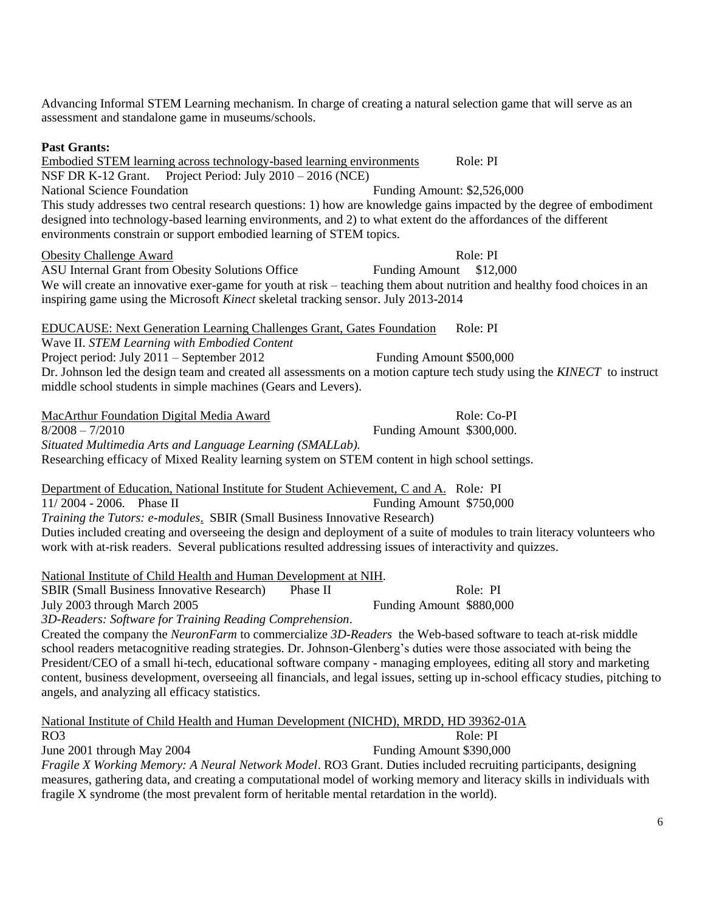Advancing Informal STEM Learning mechanism. In charge of creating a natural selection game that will serve as an assessment and standalone game in museums/schools.

**Past Grants:**

Embodied STEM learning across technology-based learning environments Role: PI
NSF DR K-12 Grant. Project Period: July 2010 – 2016 (NCE)
National Science Foundation Funding Amount: $2,526,000
This study addresses two central research questions: 1) how are knowledge gains impacted by the degree of embodiment designed into technology-based learning environments, and 2) to what extent do the affordances of the different environments constrain or support embodied learning of STEM topics.

Obesity Challenge Award Role: PI
ASU Internal Grant from Obesity Solutions Office Funding Amount $12,000
We will create an innovative exer-game for youth at risk – teaching them about nutrition and healthy food choices in an inspiring game using the Microsoft *Kinect* skeletal tracking sensor. July 2013-2014

EDUCAUSE: Next Generation Learning Challenges Grant, Gates Foundation Role: PI
Wave II. *STEM Learning with Embodied Content*
Project period: July 2011 – September 2012 Funding Amount $500,000
Dr. Johnson led the design team and created all assessments on a motion capture tech study using the *KINECT* to instruct middle school students in simple machines (Gears and Levers).

MacArthur Foundation Digital Media Award Role: Co-PI
8/2008 – 7/2010 Funding Amount $300,000.
*Situated Multimedia Arts and Language Learning (SMALLab).*
Researching efficacy of Mixed Reality learning system on STEM content in high school settings.

Department of Education, National Institute for Student Achievement, C and A. Role*:* PI
11/ 2004 - 2006. Phase II Funding Amount $750,000
*Training the Tutors: e-modules*. SBIR (Small Business Innovative Research)
Duties included creating and overseeing the design and deployment of a suite of modules to train literacy volunteers who work with at-risk readers. Several publications resulted addressing issues of interactivity and quizzes.

National Institute of Child Health and Human Development at NIH.
SBIR (Small Business Innovative Research) Phase II Role: PI
July 2003 through March 2005 Funding Amount $880,000
*3D-Readers: Software for Training Reading Comprehension*.
Created the company the *NeuronFarm* to commercialize *3D-Readers* the Web-based software to teach at-risk middle school readers metacognitive reading strategies. Dr. Johnson-Glenberg's duties were those associated with being the President/CEO of a small hi-tech, educational software company - managing employees, editing all story and marketing content, business development, overseeing all financials, and legal issues, setting up in-school efficacy studies, pitching to angels, and analyzing all efficacy statistics.

National Institute of Child Health and Human Development (NICHD), MRDD, HD 39362-01A
RO3 Role: PI
June 2001 through May 2004 Funding Amount $390,000
*Fragile X Working Memory: A Neural Network Model*. RO3 Grant. Duties included recruiting participants, designing measures, gathering data, and creating a computational model of working memory and literacy skills in individuals with fragile X syndrome (the most prevalent form of heritable mental retardation in the world).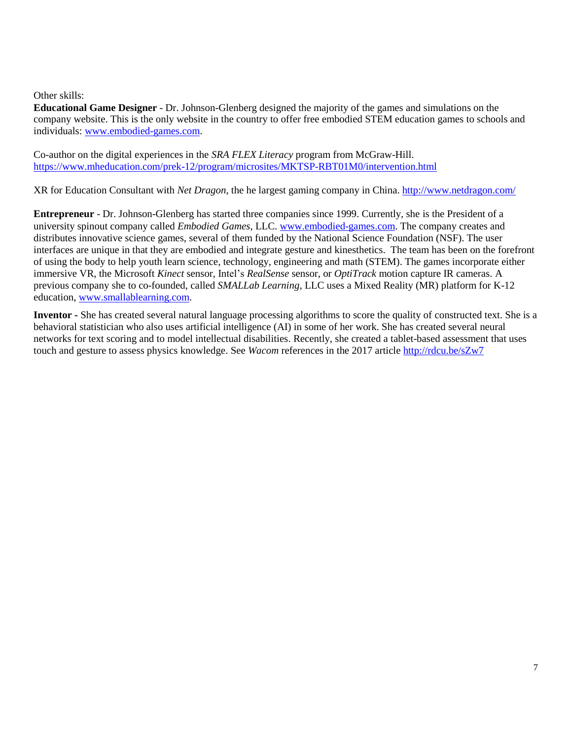Other skills:

**Educational Game Designer** - Dr. Johnson-Glenberg designed the majority of the games and simulations on the company website. This is the only website in the country to offer free embodied STEM education games to schools and individuals: www.embodied-games.com.

Co-author on the digital experiences in the *SRA FLEX Literacy* program from McGraw-Hill. https://www.mheducation.com/prek-12/program/microsites/MKTSP-RBT01M0/intervention.html

XR for Education Consultant with *Net Dragon*, the he largest gaming company in China. http://www.netdragon.com/

**Entrepreneur** - Dr. Johnson-Glenberg has started three companies since 1999. Currently, she is the President of a university spinout company called *Embodied Games*, LLC. www.embodied-games.com. The company creates and distributes innovative science games, several of them funded by the National Science Foundation (NSF). The user interfaces are unique in that they are embodied and integrate gesture and kinesthetics. The team has been on the forefront of using the body to help youth learn science, technology, engineering and math (STEM). The games incorporate either immersive VR, the Microsoft *Kinect* sensor, Intel's *RealSense* sensor, or *OptiTrack* motion capture IR cameras. A previous company she to co-founded, called *SMALLab Learning*, LLC uses a Mixed Reality (MR) platform for K-12 education, www.smallablearning.com.

**Inventor -** She has created several natural language processing algorithms to score the quality of constructed text. She is a behavioral statistician who also uses artificial intelligence (AI) in some of her work. She has created several neural networks for text scoring and to model intellectual disabilities. Recently, she created a tablet-based assessment that uses touch and gesture to assess physics knowledge. See *Wacom* references in the 2017 article http://rdcu.be/sZw7